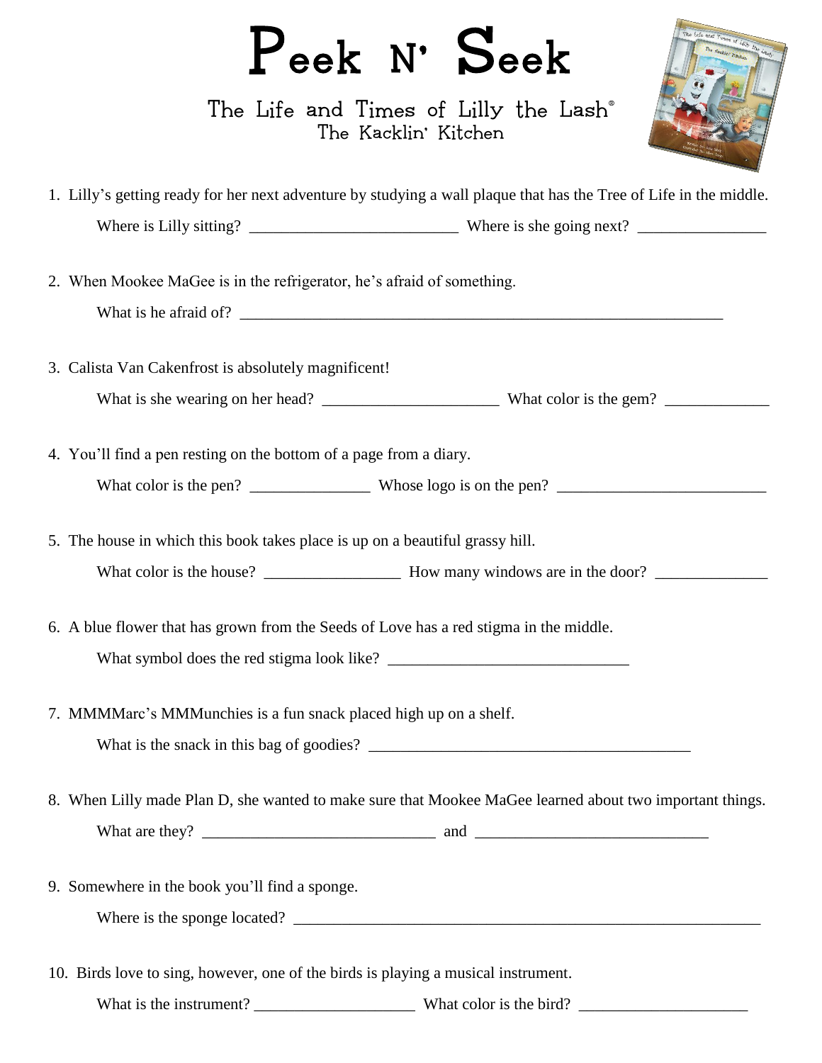# Peek N' Seek

## The Life and Times of Lilly the Lash®
### The Kacklin' Kitchen

1. Lilly's getting ready for her next adventure by studying a wall plaque that has the Tree of Life in the middle.

   Where is Lilly sitting? __________________________ Where is she going next? ________________

2. When Mookee MaGee is in the refrigerator, he's afraid of something.

   What is he afraid of? ______________________________________________________________

3. Calista Van Cakenfrost is absolutely magnificent!

   What is she wearing on her head? ______________________ What color is the gem? _____________

4. You'll find a pen resting on the bottom of a page from a diary.

   What color is the pen? _______________ Whose logo is on the pen? __________________________

5. The house in which this book takes place is up on a beautiful grassy hill.

   What color is the house? _________________ How many windows are in the door? ______________

6. A blue flower that has grown from the Seeds of Love has a red stigma in the middle.

   What symbol does the red stigma look like? ______________________________

7. MMMMarc's MMMunchies is a fun snack placed high up on a shelf.

   What is the snack in this bag of goodies? ________________________________________

8. When Lilly made Plan D, she wanted to make sure that Mookee MaGee learned about two important things.

   What are they? ______________________________ and ______________________________

9. Somewhere in the book you'll find a sponge.

   Where is the sponge located? ____________________________________________________________

10. Birds love to sing, however, one of the birds is playing a musical instrument.

    What is the instrument? ____________________ What color is the bird? _____________________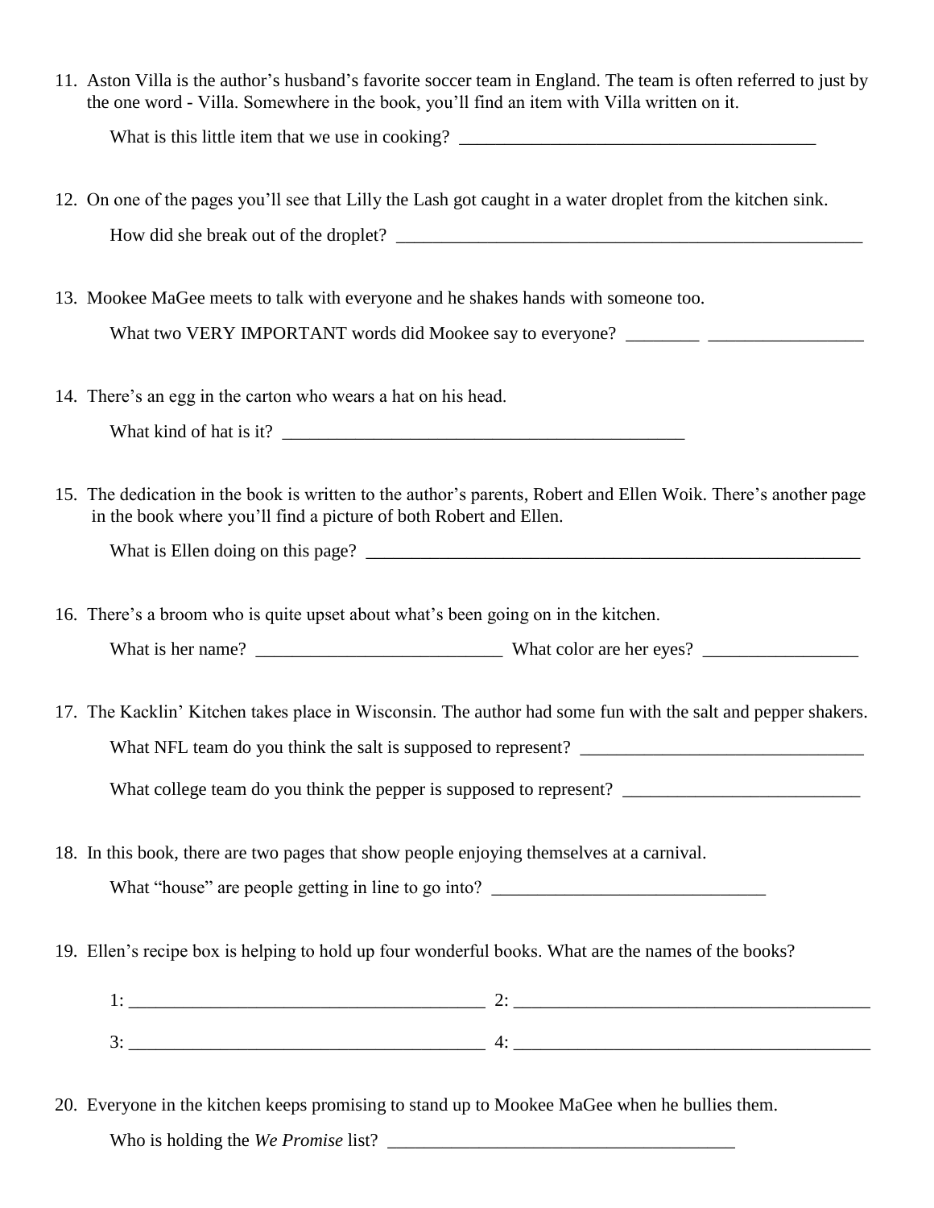11. Aston Villa is the author's husband's favorite soccer team in England. The team is often referred to just by the one word - Villa. Somewhere in the book, you'll find an item with Villa written on it.

    What is this little item that we use in cooking? _______________________________________

12. On one of the pages you'll see that Lilly the Lash got caught in a water droplet from the kitchen sink.

    How did she break out of the droplet? _____________________________________________________

13. Mookee MaGee meets to talk with everyone and he shakes hands with someone too.

    What two VERY IMPORTANT words did Mookee say to everyone? ________ _________________

14. There's an egg in the carton who wears a hat on his head.

    What kind of hat is it? _____________________________________________

15. The dedication in the book is written to the author's parents, Robert and Ellen Woik. There's another page in the book where you'll find a picture of both Robert and Ellen.

    What is Ellen doing on this page? _______________________________________________________

16. There's a broom who is quite upset about what's been going on in the kitchen.

    What is her name? ___________________________ What color are her eyes? _________________

17. The Kacklin' Kitchen takes place in Wisconsin. The author had some fun with the salt and pepper shakers.

    What NFL team do you think the salt is supposed to represent? _______________________________

    What college team do you think the pepper is supposed to represent? _________________________

18. In this book, there are two pages that show people enjoying themselves at a carnival.

    What "house" are people getting in line to go into? ______________________________

19. Ellen's recipe box is helping to hold up four wonderful books. What are the names of the books?

    1: _______________________________________ 2: ________________________________________

    3: _______________________________________ 4: ________________________________________

20. Everyone in the kitchen keeps promising to stand up to Mookee MaGee when he bullies them.

    Who is holding the *We Promise* list? ______________________________________